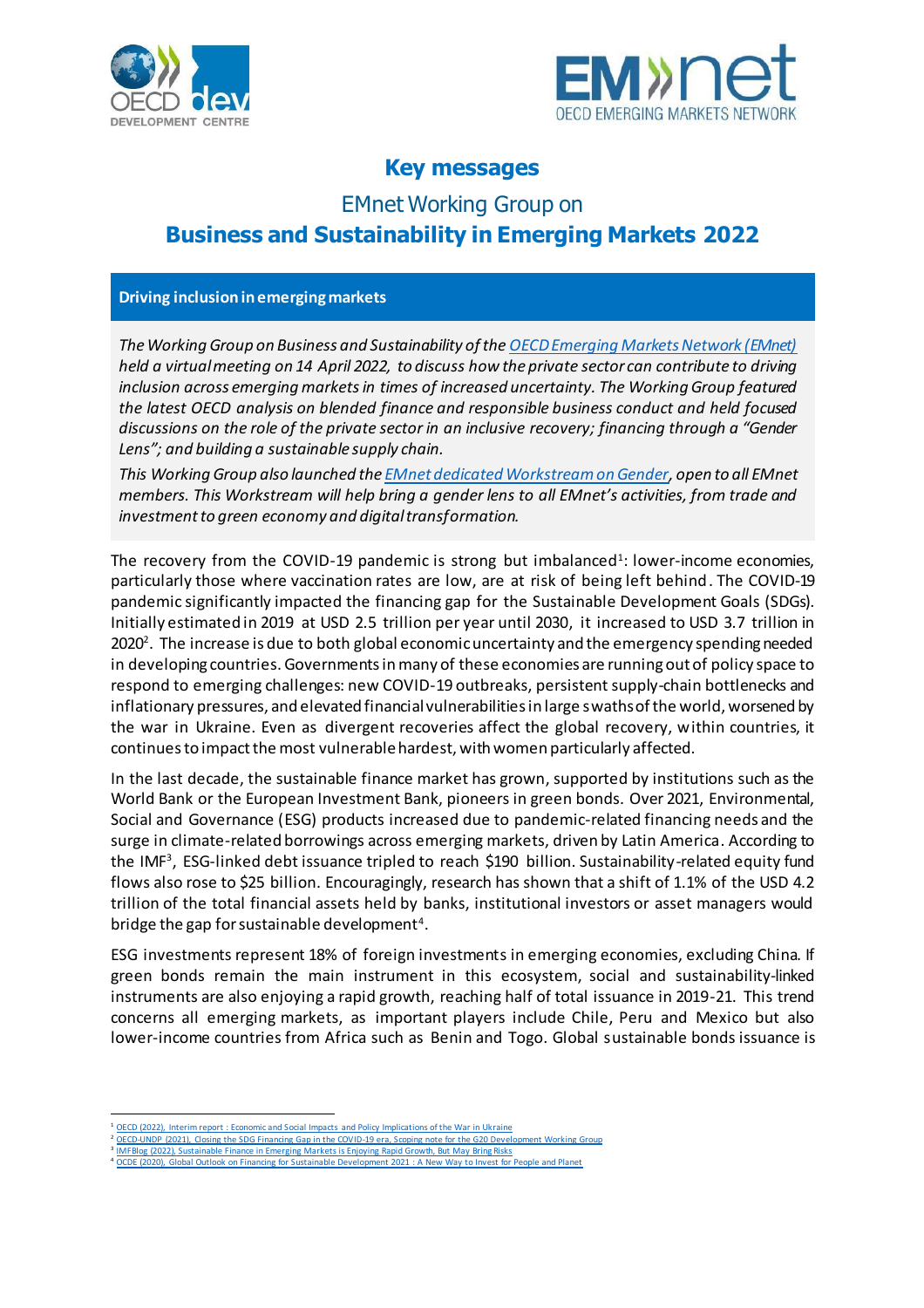# Key messages

## EMnet Working Group on
## Business and Sustainability in Emerging Markets 2022

### Driving inclusion in emerging markets

*The Working Group on Business and Sustainability of the OECD Emerging Markets Network (EMnet) held a virtual meeting on 14 April 2022, to discuss how the private sector can contribute to driving inclusion across emerging markets in times of increased uncertainty. The Working Group featured the latest OECD analysis on blended finance and responsible business conduct and held focused discussions on the role of the private sector in an inclusive recovery; financing through a "Gender Lens"; and building a sustainable supply chain.*

*This Working Group also launched the EMnet dedicated Workstream on Gender, open to all EMnet members. This Workstream will help bring a gender lens to all EMnet's activities, from trade and investment to green economy and digital transformation.*

The recovery from the COVID-19 pandemic is strong but imbalanced[1]: lower-income economies, particularly those where vaccination rates are low, are at risk of being left behind. The COVID-19 pandemic significantly impacted the financing gap for the Sustainable Development Goals (SDGs). Initially estimated in 2019 at USD 2.5 trillion per year until 2030, it increased to USD 3.7 trillion in 2020[2]. The increase is due to both global economic uncertainty and the emergency spending needed in developing countries. Governments in many of these economies are running out of policy space to respond to emerging challenges: new COVID-19 outbreaks, persistent supply-chain bottlenecks and inflationary pressures, and elevated financial vulnerabilities in large swaths of the world, worsened by the war in Ukraine. Even as divergent recoveries affect the global recovery, within countries, it continues to impact the most vulnerable hardest, with women particularly affected.

In the last decade, the sustainable finance market has grown, supported by institutions such as the World Bank or the European Investment Bank, pioneers in green bonds. Over 2021, Environmental, Social and Governance (ESG) products increased due to pandemic-related financing needs and the surge in climate-related borrowings across emerging markets, driven by Latin America. According to the IMF[3], ESG-linked debt issuance tripled to reach $190 billion. Sustainability-related equity fund flows also rose to $25 billion. Encouragingly, research has shown that a shift of 1.1% of the USD 4.2 trillion of the total financial assets held by banks, institutional investors or asset managers would bridge the gap for sustainable development[4].

ESG investments represent 18% of foreign investments in emerging economies, excluding China. If green bonds remain the main instrument in this ecosystem, social and sustainability-linked instruments are also enjoying a rapid growth, reaching half of total issuance in 2019-21. This trend concerns all emerging markets, as important players include Chile, Peru and Mexico but also lower-income countries from Africa such as Benin and Togo. Global sustainable bonds issuance is

---

[1] OECD (2022), Interim report : Economic and Social Impacts and Policy Implications of the War in Ukraine

[2] OECD-UNDP (2021), Closing the SDG Financing Gap in the COVID-19 era, Scoping note for the G20 Development Working Group

[3] IMFBlog (2022), Sustainable Finance in Emerging Markets is Enjoying Rapid Growth, But May Bring Risks

[4] OCDE (2020), Global Outlook on Financing for Sustainable Development 2021 : A New Way to Invest for People and Planet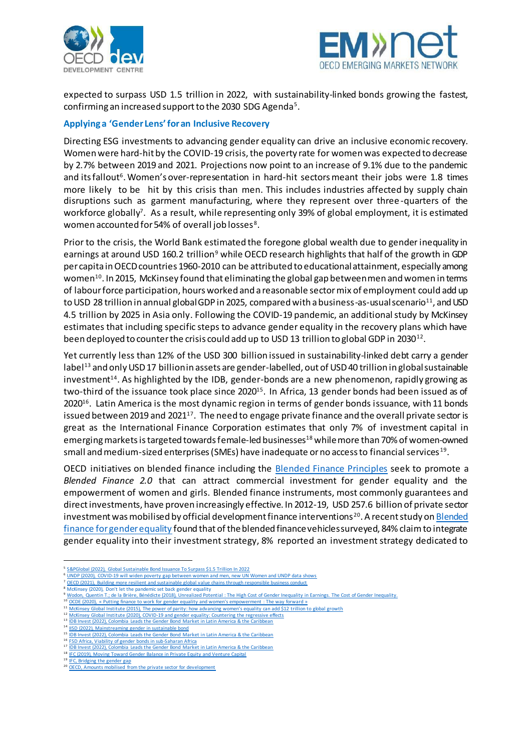expected to surpass USD 1.5 trillion in 2022, with sustainability-linked bonds growing the fastest, confirming an increased support to the 2030 SDG Agenda[5].

## Applying a 'Gender Lens' for an Inclusive Recovery

Directing ESG investments to advancing gender equality can drive an inclusive economic recovery. Women were hard-hit by the COVID-19 crisis, the poverty rate for women was expected to decrease by 2.7% between 2019 and 2021. Projections now point to an increase of 9.1% due to the pandemic and its fallout[6]. Women's over-representation in hard-hit sectors meant their jobs were 1.8 times more likely to be hit by this crisis than men. This includes industries affected by supply chain disruptions such as garment manufacturing, where they represent over three-quarters of the workforce globally[7]. As a result, while representing only 39% of global employment, it is estimated women accounted for 54% of overall job losses[8].

Prior to the crisis, the World Bank estimated the foregone global wealth due to gender inequality in earnings at around USD 160.2 trillion[9] while OECD research highlights that half of the growth in GDP per capita in OECD countries 1960-2010 can be attributed to educational attainment, especially among women[10]. In 2015, McKinsey found that eliminating the global gap between men and women in terms of labour force participation, hours worked and a reasonable sector mix of employment could add up to USD 28 trillion in annual global GDP in 2025, compared with a business-as-usual scenario[11], and USD 4.5 trillion by 2025 in Asia only. Following the COVID-19 pandemic, an additional study by McKinsey estimates that including specific steps to advance gender equality in the recovery plans which have been deployed to counter the crisis could add up to USD 13 trillion to global GDP in 2030[12].

Yet currently less than 12% of the USD 300 billion issued in sustainability-linked debt carry a gender label[13] and only USD 17 billion in assets are gender-labelled, out of USD 40 trillion in global sustainable investment[14]. As highlighted by the IDB, gender-bonds are a new phenomenon, rapidly growing as two-third of the issuance took place since 2020[15]. In Africa, 13 gender bonds had been issued as of 2020[16]. Latin America is the most dynamic region in terms of gender bonds issuance, with 11 bonds issued between 2019 and 2021[17]. The need to engage private finance and the overall private sector is great as the International Finance Corporation estimates that only 7% of investment capital in emerging markets is targeted towards female-led businesses[18] while more than 70% of women-owned small and medium-sized enterprises (SMEs) have inadequate or no access to financial services[19].

OECD initiatives on blended finance including the [Blended Finance Principles]() seek to promote a *Blended Finance 2.0* that can attract commercial investment for gender equality and the empowerment of women and girls. Blended finance instruments, most commonly guarantees and direct investments, have proven increasingly effective. In 2012-19, USD 257.6 billion of private sector investment was mobilised by official development finance interventions[20]. A recent study on [Blended finance for gender equality]() found that of the blended finance vehicles surveyed, 84% claim to integrate gender equality into their investment strategy, 8% reported an investment strategy dedicated to

---

[5] S&PGlobal (2022), Global Sustainable Bond Issuance To Surpass $1.5 Trillion In 2022
[6] UNDP (2020), COVID-19 will widen poverty gap between women and men, new UN Women and UNDP data shows
[7] OECD (2021), Building more resilient and sustainable global value chains through responsible business conduct
[8] McKinsey (2020), Don't let the pandemic set back gender equality
[9] Wodon, Quentin T.; de la Brière, Bénédicte (2018), Unrealized Potential : The High Cost of Gender Inequality in Earnings. The Cost of Gender Inequality.
[10] OCDE (2020), « Putting finance to work for gender equality and women's empowerment : The way forward »
[11] McKinsey Global Institute (2015), The power of parity: how advancing women's equality can add $12 trillion to global growth
[12] McKinsey Global Institute (2020), COVID-19 and gender equality: Countering the regressive effects
[13] IDB Invest (2022), Colombia Leads the Gender Bond Market in Latin America & the Caribbean
[14] IISD (2022), Mainstreaming gender in sustainable bond
[15] IDB Invest (2022), Colombia Leads the Gender Bond Market in Latin America & the Caribbean
[16] FSD Africa, Viability of gender bonds in sub-Saharan Africa
[17] IDB Invest (2022), Colombia Leads the Gender Bond Market in Latin America & the Caribbean
[18] IFC (2019), Moving Toward Gender Balance in Private Equity and Venture Capital
[19] IFC, Bridging the gender gap
[20] OECD, Amounts mobilised from the private sector for development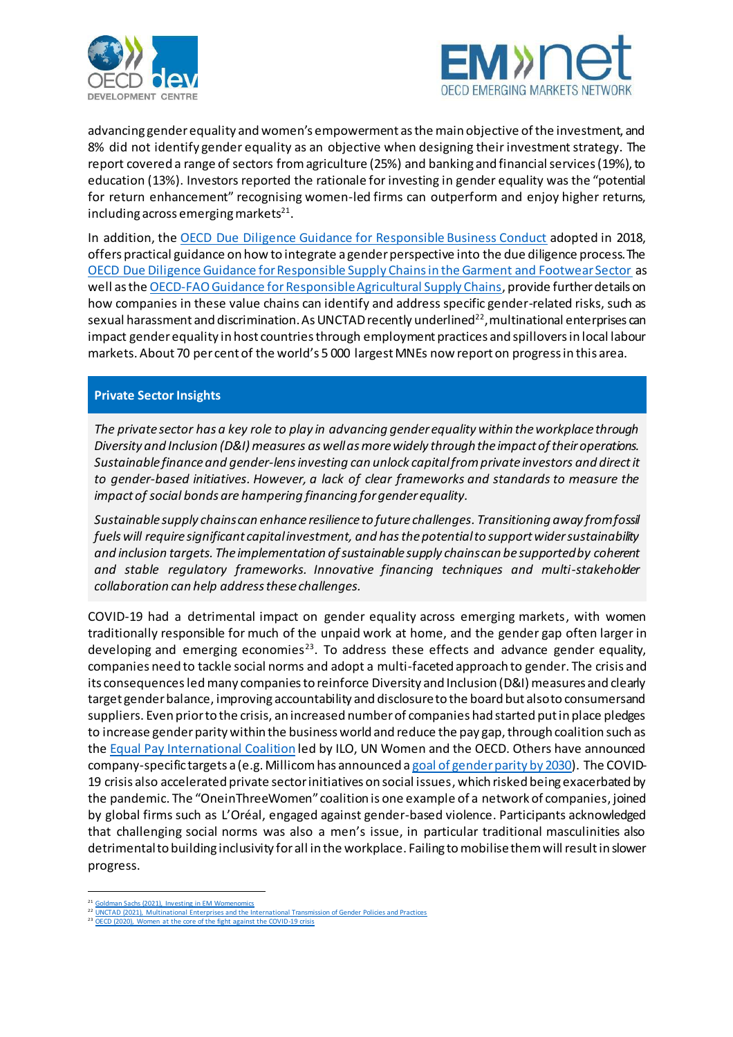advancing gender equality and women's empowerment as the main objective of the investment, and 8% did not identify gender equality as an objective when designing their investment strategy. The report covered a range of sectors from agriculture (25%) and banking and financial services (19%), to education (13%). Investors reported the rationale for investing in gender equality was the "potential for return enhancement" recognising women-led firms can outperform and enjoy higher returns, including across emerging markets[21].

In addition, the OECD Due Diligence Guidance for Responsible Business Conduct adopted in 2018, offers practical guidance on how to integrate a gender perspective into the due diligence process. The OECD Due Diligence Guidance for Responsible Supply Chains in the Garment and Footwear Sector as well as the OECD-FAO Guidance for Responsible Agricultural Supply Chains, provide further details on how companies in these value chains can identify and address specific gender-related risks, such as sexual harassment and discrimination. As UNCTAD recently underlined[22], multinational enterprises can impact gender equality in host countries through employment practices and spillovers in local labour markets. About 70 per cent of the world's 5 000 largest MNEs now report on progress in this area.

**Private Sector Insights**

*The private sector has a key role to play in advancing gender equality within the workplace through Diversity and Inclusion (D&I) measures as well as more widely through the impact of their operations. Sustainable finance and gender-lens investing can unlock capital from private investors and direct it to gender-based initiatives. However, a lack of clear frameworks and standards to measure the impact of social bonds are hampering financing for gender equality.*

*Sustainable supply chains can enhance resilience to future challenges. Transitioning away from fossil fuels will require significant capital investment, and has the potential to support wider sustainability and inclusion targets. The implementation of sustainable supply chains can be supported by coherent and stable regulatory frameworks. Innovative financing techniques and multi-stakeholder collaboration can help address these challenges.*

COVID-19 had a detrimental impact on gender equality across emerging markets, with women traditionally responsible for much of the unpaid work at home, and the gender gap often larger in developing and emerging economies[23]. To address these effects and advance gender equality, companies need to tackle social norms and adopt a multi-faceted approach to gender. The crisis and its consequences led many companies to reinforce Diversity and Inclusion (D&I) measures and clearly target gender balance, improving accountability and disclosure to the board but also to consumers and suppliers. Even prior to the crisis, an increased number of companies had started put in place pledges to increase gender parity within the business world and reduce the pay gap, through coalition such as the Equal Pay International Coalition led by ILO, UN Women and the OECD. Others have announced company-specific targets a (e.g. Millicom has announced a goal of gender parity by 2030). The COVID-19 crisis also accelerated private sector initiatives on social issues, which risked being exacerbated by the pandemic. The "OneinThreeWomen" coalition is one example of a network of companies, joined by global firms such as L'Oréal, engaged against gender-based violence. Participants acknowledged that challenging social norms was also a men's issue, in particular traditional masculinities also detrimental to building inclusivity for all in the workplace. Failing to mobilise them will result in slower progress.

---

[21] Goldman Sachs (2021), Investing in EM Womenomics

[22] UNCTAD (2021), Multinational Enterprises and the International Transmission of Gender Policies and Practices

[23] OECD (2020), Women at the core of the fight against the COVID-19 crisis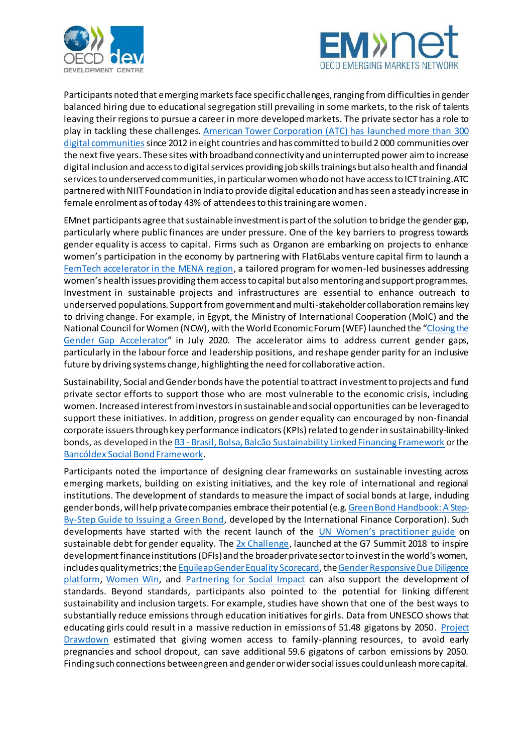Participants noted that emerging markets face specific challenges, ranging from difficulties in gender balanced hiring due to educational segregation still prevailing in some markets, to the risk of talents leaving their regions to pursue a career in more developed markets. The private sector has a role to play in tackling these challenges. American Tower Corporation (ATC) has launched more than 300 digital communities since 2012 in eight countries and has committed to build 2 000 communities over the next five years. These sites with broadband connectivity and uninterrupted power aim to increase digital inclusion and access to digital services providing job skills trainings but also health and financial services to underserved communities, in particular women who do not have access to ICT training. ATC partnered with NIIT Foundation in India to provide digital education and has seen a steady increase in female enrolment as of today 43% of attendees to this training are women.

EMnet participants agree that sustainable investment is part of the solution to bridge the gender gap, particularly where public finances are under pressure. One of the key barriers to progress towards gender equality is access to capital. Firms such as Organon are embarking on projects to enhance women's participation in the economy by partnering with Flat6Labs venture capital firm to launch a FemTech accelerator in the MENA region, a tailored program for women-led businesses addressing women's health issues providing them access to capital but also mentoring and support programmes. Investment in sustainable projects and infrastructures are essential to enhance outreach to underserved populations. Support from government and multi-stakeholder collaboration remains key to driving change. For example, in Egypt, the Ministry of International Cooperation (MoIC) and the National Council for Women (NCW), with the World Economic Forum (WEF) launched the "Closing the Gender Gap Accelerator" in July 2020. The accelerator aims to address current gender gaps, particularly in the labour force and leadership positions, and reshape gender parity for an inclusive future by driving systems change, highlighting the need for collaborative action.

Sustainability, Social and Gender bonds have the potential to attract investment to projects and fund private sector efforts to support those who are most vulnerable to the economic crisis, including women. Increased interest from investors in sustainable and social opportunities can be leveraged to support these initiatives. In addition, progress on gender equality can encouraged by non-financial corporate issuers through key performance indicators (KPIs) related to gender in sustainability-linked bonds, as developed in the B3 - Brasil, Bolsa, Balcão Sustainability Linked Financing Framework or the Bancóldex Social Bond Framework.

Participants noted the importance of designing clear frameworks on sustainable investing across emerging markets, building on existing initiatives, and the key role of international and regional institutions. The development of standards to measure the impact of social bonds at large, including gender bonds, will help private companies embrace their potential (e.g. Green Bond Handbook: A Step-By-Step Guide to Issuing a Green Bond, developed by the International Finance Corporation). Such developments have started with the recent launch of the UN Women's practitioner guide on sustainable debt for gender equality. The 2x Challenge, launched at the G7 Summit 2018 to inspire development finance institutions (DFIs) and the broader private sector to invest in the world's women, includes quality metrics; the Equileap Gender Equality Scorecard, the Gender Responsive Due Diligence platform, Women Win, and Partnering for Social Impact can also support the development of standards. Beyond standards, participants also pointed to the potential for linking different sustainability and inclusion targets. For example, studies have shown that one of the best ways to substantially reduce emissions through education initiatives for girls. Data from UNESCO shows that educating girls could result in a massive reduction in emissions of 51.48 gigatons by 2050. Project Drawdown estimated that giving women access to family-planning resources, to avoid early pregnancies and school dropout, can save additional 59.6 gigatons of carbon emissions by 2050. Finding such connections between green and gender or wider social issues could unleash more capital.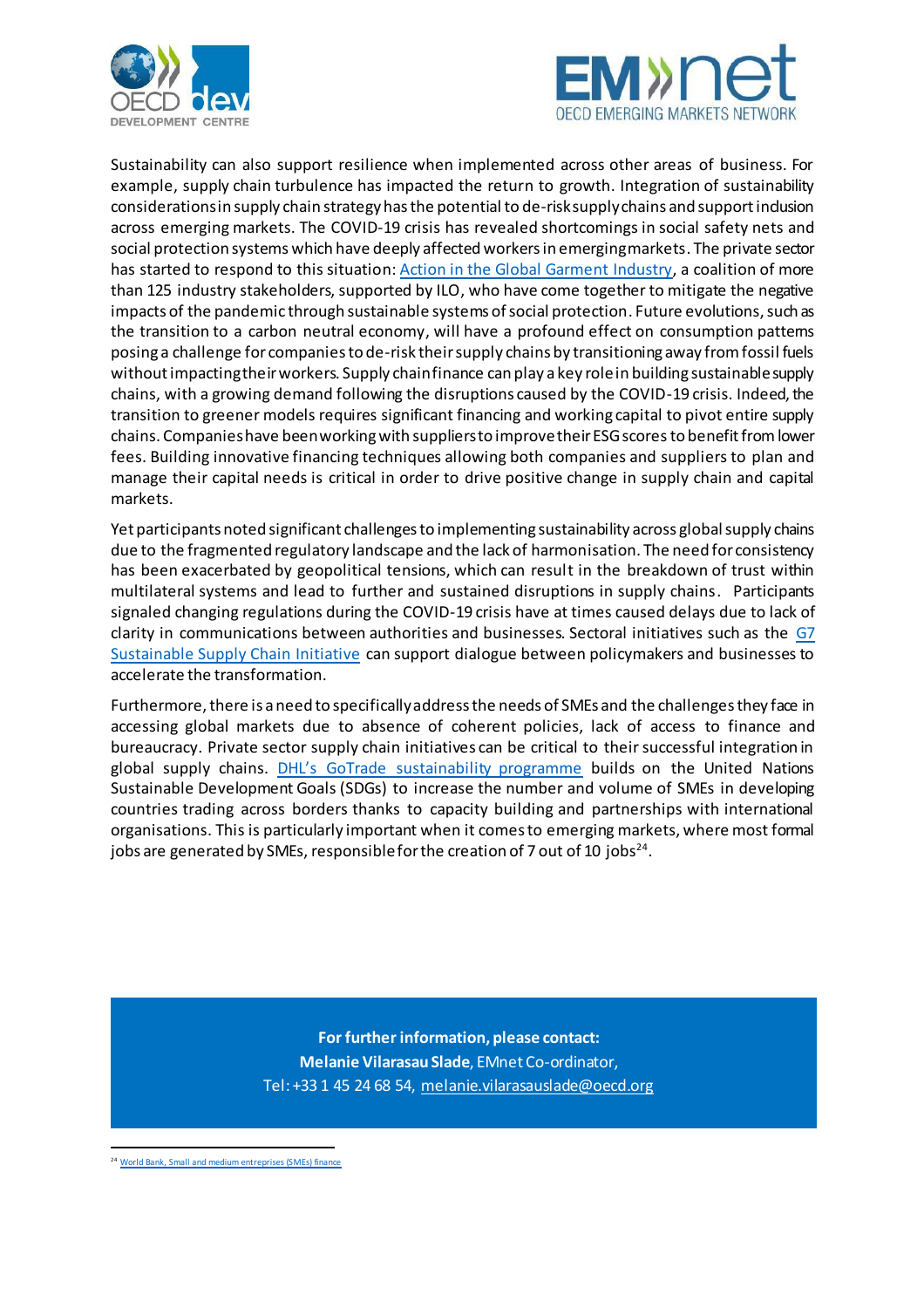Sustainability can also support resilience when implemented across other areas of business. For example, supply chain turbulence has impacted the return to growth. Integration of sustainability considerations in supply chain strategy has the potential to de-risk supply chains and support inclusion across emerging markets. The COVID-19 crisis has revealed shortcomings in social safety nets and social protection systems which have deeply affected workers in emerging markets. The private sector has started to respond to this situation: [Action in the Global Garment Industry](), a coalition of more than 125 industry stakeholders, supported by ILO, who have come together to mitigate the negative impacts of the pandemic through sustainable systems of social protection. Future evolutions, such as the transition to a carbon neutral economy, will have a profound effect on consumption patterns posing a challenge for companies to de-risk their supply chains by transitioning away from fossil fuels without impacting their workers. Supply chain finance can play a key role in building sustainable supply chains, with a growing demand following the disruptions caused by the COVID-19 crisis. Indeed, the transition to greener models requires significant financing and working capital to pivot entire supply chains. Companies have been working with suppliers to improve their ESG scores to benefit from lower fees. Building innovative financing techniques allowing both companies and suppliers to plan and manage their capital needs is critical in order to drive positive change in supply chain and capital markets.

Yet participants noted significant challenges to implementing sustainability across global supply chains due to the fragmented regulatory landscape and the lack of harmonisation. The need for consistency has been exacerbated by geopolitical tensions, which can result in the breakdown of trust within multilateral systems and lead to further and sustained disruptions in supply chains. Participants signaled changing regulations during the COVID-19 crisis have at times caused delays due to lack of clarity in communications between authorities and businesses. Sectoral initiatives such as the [G7 Sustainable Supply Chain Initiative]() can support dialogue between policymakers and businesses to accelerate the transformation.

Furthermore, there is a need to specifically address the needs of SMEs and the challenges they face in accessing global markets due to absence of coherent policies, lack of access to finance and bureaucracy. Private sector supply chain initiatives can be critical to their successful integration in global supply chains. [DHL's GoTrade sustainability programme]() builds on the United Nations Sustainable Development Goals (SDGs) to increase the number and volume of SMEs in developing countries trading across borders thanks to capacity building and partnerships with international organisations. This is particularly important when it comes to emerging markets, where most formal jobs are generated by SMEs, responsible for the creation of 7 out of 10 jobs[24].

**For further information, please contact:**
**Melanie Vilarasau Slade**, EMnet Co-ordinator,
Tel: +33 1 45 24 68 54, melanie.vilarasauslade@oecd.org

[24] World Bank, Small and medium entreprises (SMEs) finance